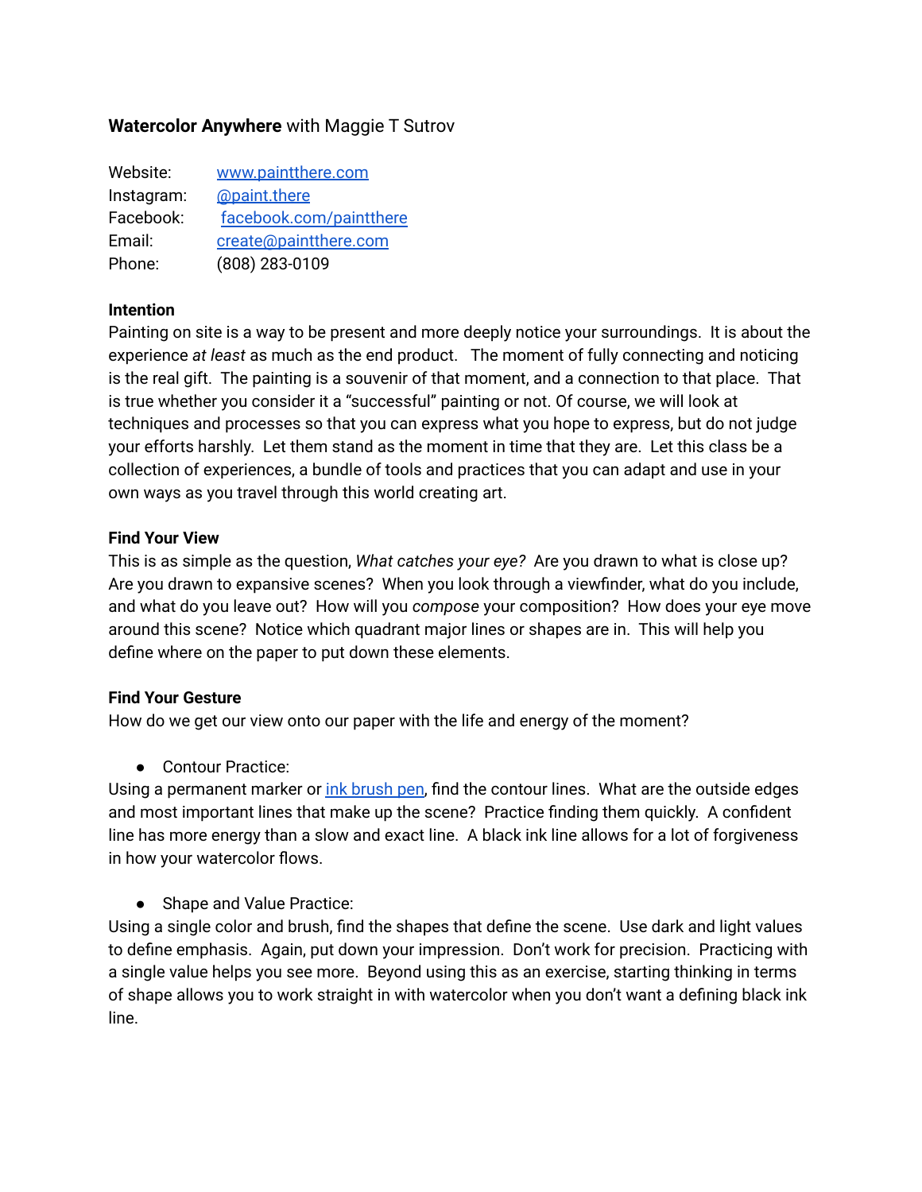**Watercolor Anywhere** with Maggie T Sutrov

| | |
|---|---|
| Website: | www.paintthere.com |
| Instagram: | @paint.there |
| Facebook: | facebook.com/paintthere |
| Email: | create@paintthere.com |
| Phone: | (808) 283-0109 |

**Intention**

Painting on site is a way to be present and more deeply notice your surroundings. It is about the experience *at least* as much as the end product. The moment of fully connecting and noticing is the real gift. The painting is a souvenir of that moment, and a connection to that place. That is true whether you consider it a "successful" painting or not. Of course, we will look at techniques and processes so that you can express what you hope to express, but do not judge your efforts harshly. Let them stand as the moment in time that they are. Let this class be a collection of experiences, a bundle of tools and practices that you can adapt and use in your own ways as you travel through this world creating art.

**Find Your View**

This is as simple as the question, *What catches your eye?* Are you drawn to what is close up? Are you drawn to expansive scenes? When you look through a viewfinder, what do you include, and what do you leave out? How will you *compose* your composition? How does your eye move around this scene? Notice which quadrant major lines or shapes are in. This will help you define where on the paper to put down these elements.

**Find Your Gesture**

How do we get our view onto our paper with the life and energy of the moment?

- Contour Practice:

Using a permanent marker or ink brush pen, find the contour lines. What are the outside edges and most important lines that make up the scene? Practice finding them quickly. A confident line has more energy than a slow and exact line. A black ink line allows for a lot of forgiveness in how your watercolor flows.

- Shape and Value Practice:

Using a single color and brush, find the shapes that define the scene. Use dark and light values to define emphasis. Again, put down your impression. Don't work for precision. Practicing with a single value helps you see more. Beyond using this as an exercise, starting thinking in terms of shape allows you to work straight in with watercolor when you don't want a defining black ink line.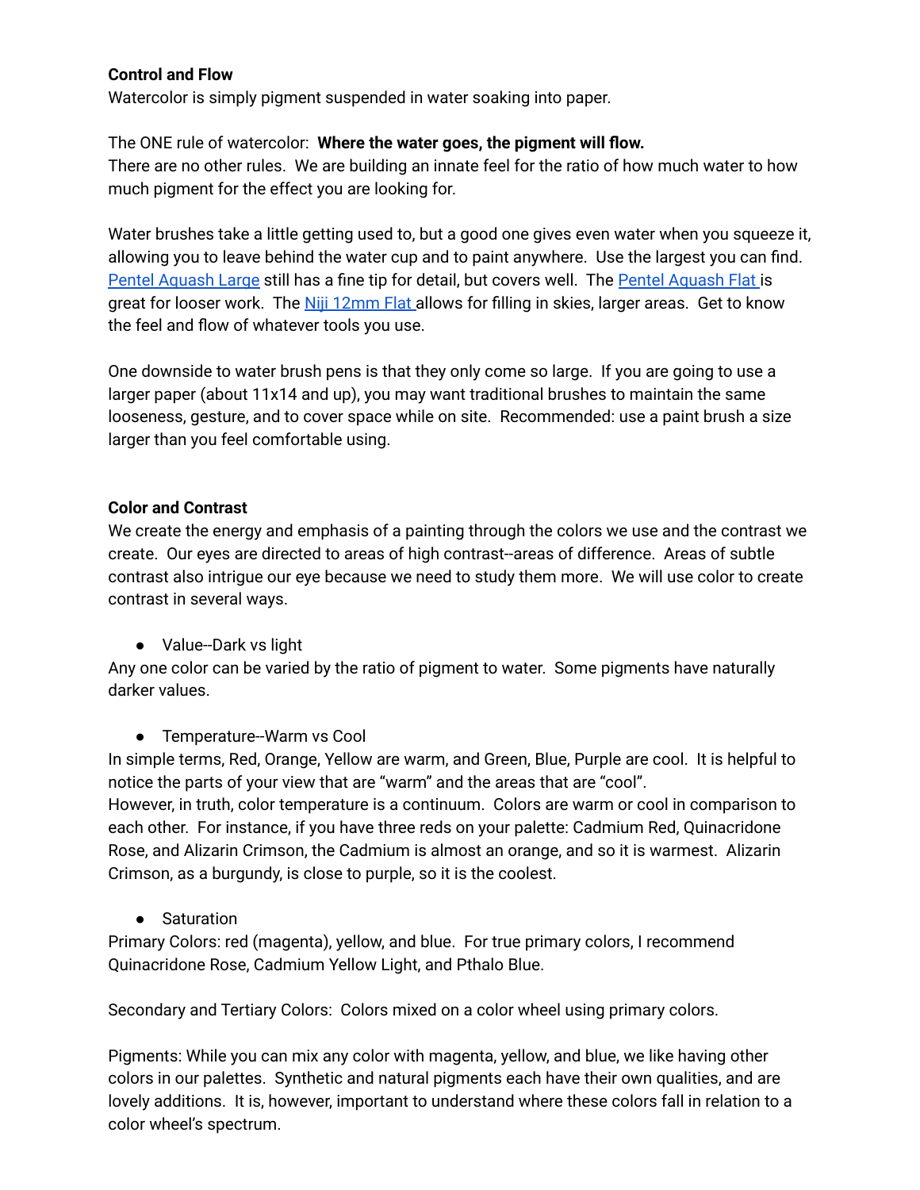**Control and Flow**

Watercolor is simply pigment suspended in water soaking into paper.

The ONE rule of watercolor: **Where the water goes, the pigment will flow.**
There are no other rules. We are building an innate feel for the ratio of how much water to how much pigment for the effect you are looking for.

Water brushes take a little getting used to, but a good one gives even water when you squeeze it, allowing you to leave behind the water cup and to paint anywhere. Use the largest you can find. Pentel Aquash Large still has a fine tip for detail, but covers well. The Pentel Aquash Flat is great for looser work. The Niji 12mm Flat allows for filling in skies, larger areas. Get to know the feel and flow of whatever tools you use.

One downside to water brush pens is that they only come so large. If you are going to use a larger paper (about 11x14 and up), you may want traditional brushes to maintain the same looseness, gesture, and to cover space while on site. Recommended: use a paint brush a size larger than you feel comfortable using.

**Color and Contrast**

We create the energy and emphasis of a painting through the colors we use and the contrast we create. Our eyes are directed to areas of high contrast--areas of difference. Areas of subtle contrast also intrigue our eye because we need to study them more. We will use color to create contrast in several ways.

- Value--Dark vs light

Any one color can be varied by the ratio of pigment to water. Some pigments have naturally darker values.

- Temperature--Warm vs Cool

In simple terms, Red, Orange, Yellow are warm, and Green, Blue, Purple are cool. It is helpful to notice the parts of your view that are "warm" and the areas that are "cool".
However, in truth, color temperature is a continuum. Colors are warm or cool in comparison to each other. For instance, if you have three reds on your palette: Cadmium Red, Quinacridone Rose, and Alizarin Crimson, the Cadmium is almost an orange, and so it is warmest. Alizarin Crimson, as a burgundy, is close to purple, so it is the coolest.

- Saturation

Primary Colors: red (magenta), yellow, and blue. For true primary colors, I recommend Quinacridone Rose, Cadmium Yellow Light, and Pthalo Blue.

Secondary and Tertiary Colors: Colors mixed on a color wheel using primary colors.

Pigments: While you can mix any color with magenta, yellow, and blue, we like having other colors in our palettes. Synthetic and natural pigments each have their own qualities, and are lovely additions. It is, however, important to understand where these colors fall in relation to a color wheel's spectrum.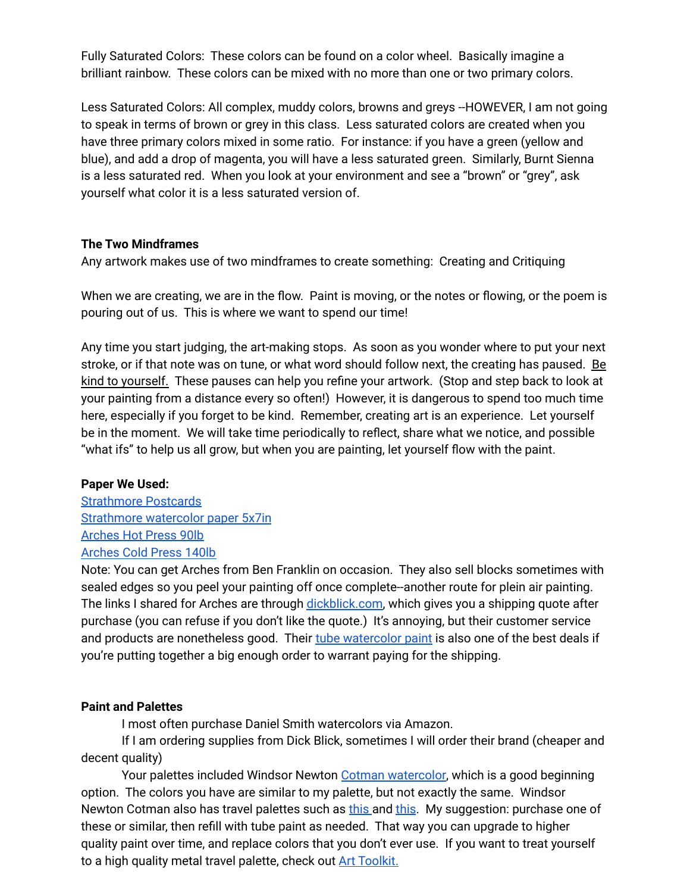Fully Saturated Colors: These colors can be found on a color wheel. Basically imagine a brilliant rainbow. These colors can be mixed with no more than one or two primary colors.

Less Saturated Colors: All complex, muddy colors, browns and greys --HOWEVER, I am not going to speak in terms of brown or grey in this class. Less saturated colors are created when you have three primary colors mixed in some ratio. For instance: if you have a green (yellow and blue), and add a drop of magenta, you will have a less saturated green. Similarly, Burnt Sienna is a less saturated red. When you look at your environment and see a "brown" or "grey", ask yourself what color it is a less saturated version of.

**The Two Mindframes**

Any artwork makes use of two mindframes to create something: Creating and Critiquing

When we are creating, we are in the flow. Paint is moving, or the notes or flowing, or the poem is pouring out of us. This is where we want to spend our time!

Any time you start judging, the art-making stops. As soon as you wonder where to put your next stroke, or if that note was on tune, or what word should follow next, the creating has paused. Be kind to yourself. These pauses can help you refine your artwork. (Stop and step back to look at your painting from a distance every so often!) However, it is dangerous to spend too much time here, especially if you forget to be kind. Remember, creating art is an experience. Let yourself be in the moment. We will take time periodically to reflect, share what we notice, and possible "what ifs" to help us all grow, but when you are painting, let yourself flow with the paint.

**Paper We Used:**

Strathmore Postcards
Strathmore watercolor paper 5x7in
Arches Hot Press 90lb
Arches Cold Press 140lb

Note: You can get Arches from Ben Franklin on occasion. They also sell blocks sometimes with sealed edges so you peel your painting off once complete--another route for plein air painting. The links I shared for Arches are through dickblick.com, which gives you a shipping quote after purchase (you can refuse if you don't like the quote.) It's annoying, but their customer service and products are nonetheless good. Their tube watercolor paint is also one of the best deals if you're putting together a big enough order to warrant paying for the shipping.

**Paint and Palettes**

I most often purchase Daniel Smith watercolors via Amazon.

If I am ordering supplies from Dick Blick, sometimes I will order their brand (cheaper and decent quality)

Your palettes included Windsor Newton Cotman watercolor, which is a good beginning option. The colors you have are similar to my palette, but not exactly the same. Windsor Newton Cotman also has travel palettes such as this and this. My suggestion: purchase one of these or similar, then refill with tube paint as needed. That way you can upgrade to higher quality paint over time, and replace colors that you don't ever use. If you want to treat yourself to a high quality metal travel palette, check out Art Toolkit.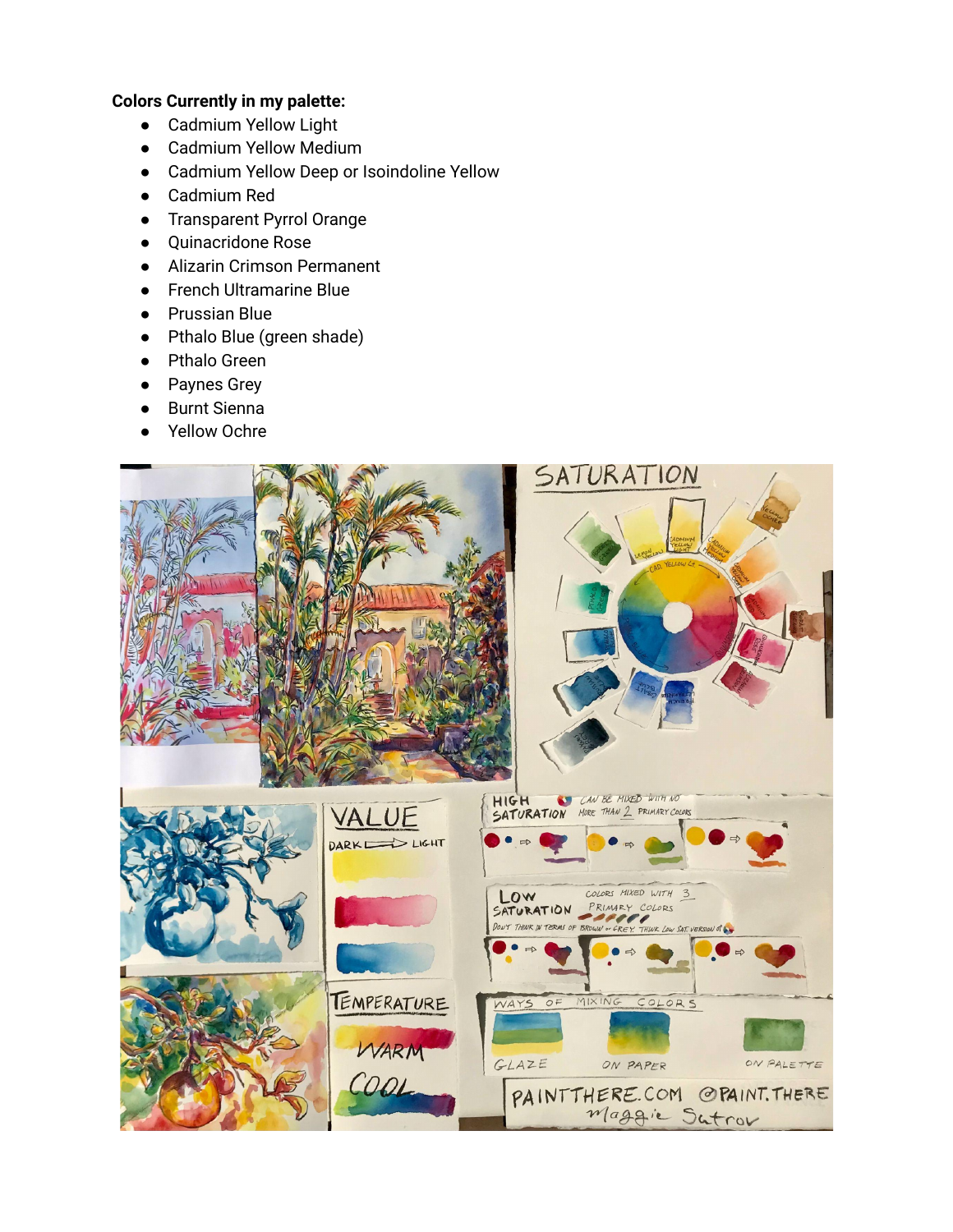**Colors Currently in my palette:**

- Cadmium Yellow Light
- Cadmium Yellow Medium
- Cadmium Yellow Deep or Isoindoline Yellow
- Cadmium Red
- Transparent Pyrrol Orange
- Quinacridone Rose
- Alizarin Crimson Permanent
- French Ultramarine Blue
- Prussian Blue
- Pthalo Blue (green shade)
- Pthalo Green
- Paynes Grey
- Burnt Sienna
- Yellow Ochre